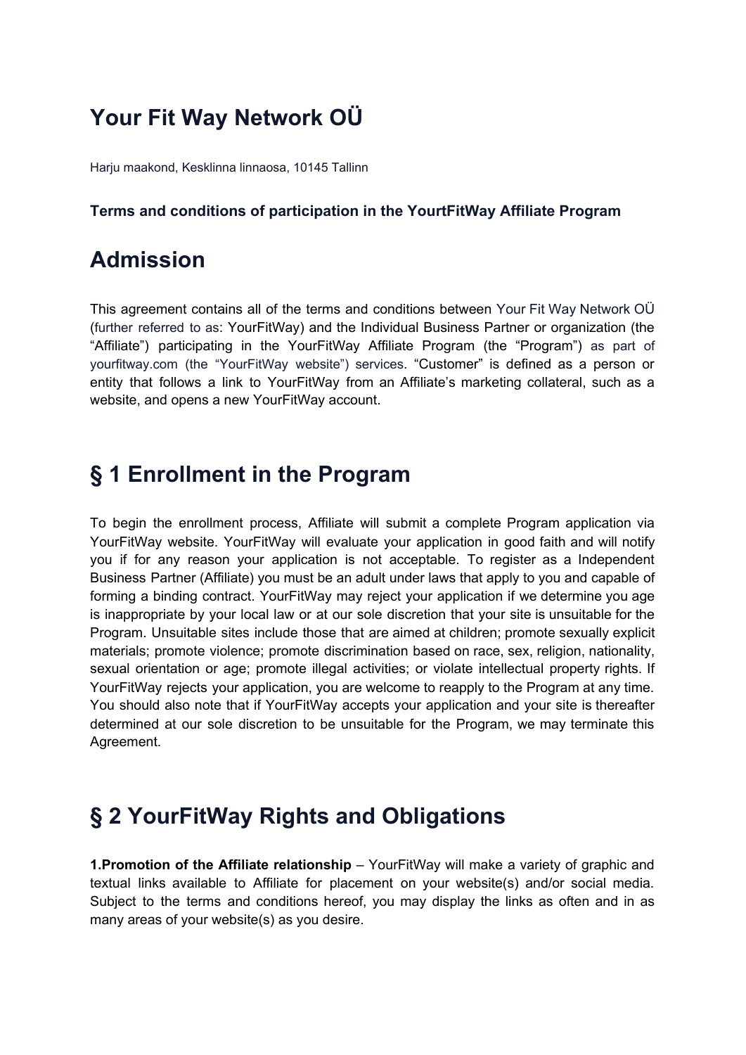# Your Fit Way Network OÜ

Harju maakond, Kesklinna linnaosa, 10145 Tallinn

**Terms and conditions of participation in the YourtFitWay Affiliate Program**

# Admission

This agreement contains all of the terms and conditions between Your Fit Way Network OÜ (further referred to as: YourFitWay) and the Individual Business Partner or organization (the "Affiliate") participating in the YourFitWay Affiliate Program (the "Program") as part of yourfitway.com (the "YourFitWay website") services. "Customer" is defined as a person or entity that follows a link to YourFitWay from an Affiliate's marketing collateral, such as a website, and opens a new YourFitWay account.

# § 1 Enrollment in the Program

To begin the enrollment process, Affiliate will submit a complete Program application via YourFitWay website. YourFitWay will evaluate your application in good faith and will notify you if for any reason your application is not acceptable. To register as a Independent Business Partner (Affiliate) you must be an adult under laws that apply to you and capable of forming a binding contract. YourFitWay may reject your application if we determine you age is inappropriate by your local law or at our sole discretion that your site is unsuitable for the Program. Unsuitable sites include those that are aimed at children; promote sexually explicit materials; promote violence; promote discrimination based on race, sex, religion, nationality, sexual orientation or age; promote illegal activities; or violate intellectual property rights. If YourFitWay rejects your application, you are welcome to reapply to the Program at any time. You should also note that if YourFitWay accepts your application and your site is thereafter determined at our sole discretion to be unsuitable for the Program, we may terminate this Agreement.

# § 2 YourFitWay Rights and Obligations

**1.Promotion of the Affiliate relationship** – YourFitWay will make a variety of graphic and textual links available to Affiliate for placement on your website(s) and/or social media. Subject to the terms and conditions hereof, you may display the links as often and in as many areas of your website(s) as you desire.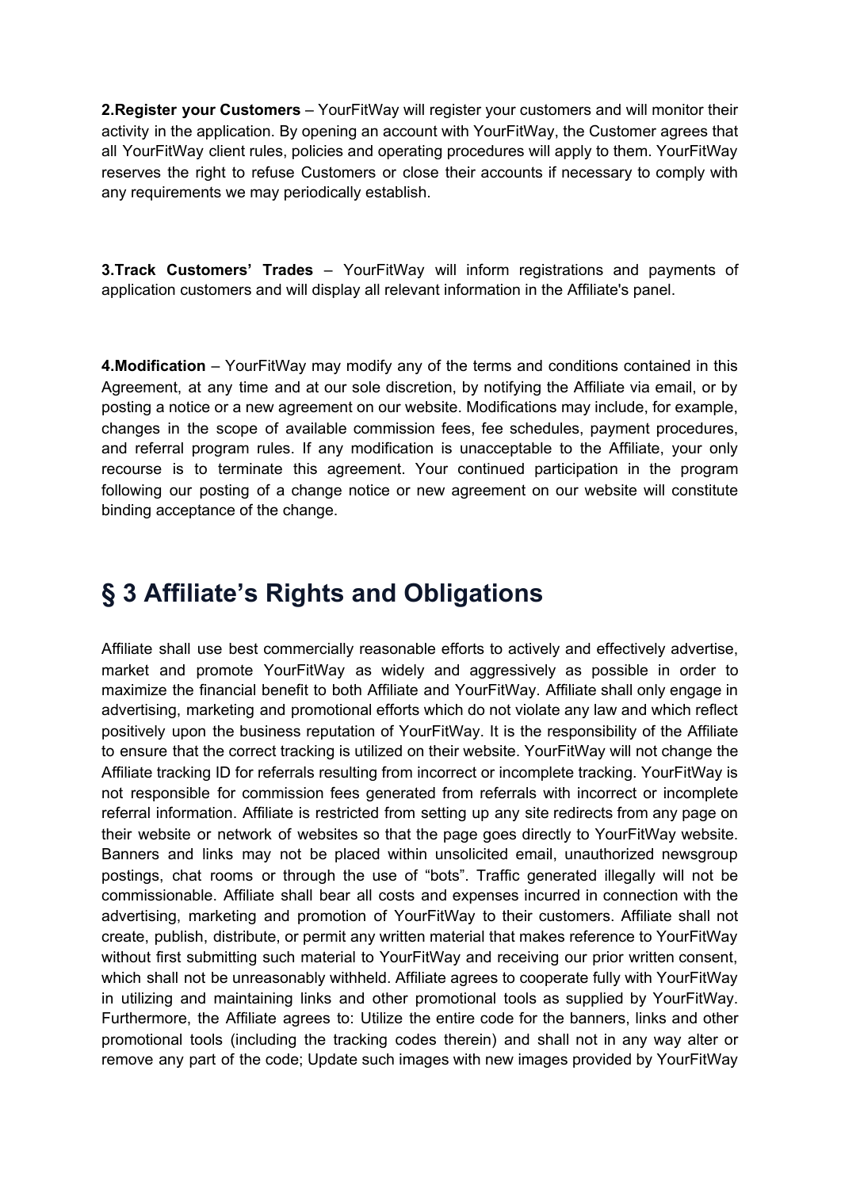**2.Register your Customers** – YourFitWay will register your customers and will monitor their activity in the application. By opening an account with YourFitWay, the Customer agrees that all YourFitWay client rules, policies and operating procedures will apply to them. YourFitWay reserves the right to refuse Customers or close their accounts if necessary to comply with any requirements we may periodically establish.

**3.Track Customers' Trades** – YourFitWay will inform registrations and payments of application customers and will display all relevant information in the Affiliate's panel.

**4.Modification** – YourFitWay may modify any of the terms and conditions contained in this Agreement, at any time and at our sole discretion, by notifying the Affiliate via email, or by posting a notice or a new agreement on our website. Modifications may include, for example, changes in the scope of available commission fees, fee schedules, payment procedures, and referral program rules. If any modification is unacceptable to the Affiliate, your only recourse is to terminate this agreement. Your continued participation in the program following our posting of a change notice or new agreement on our website will constitute binding acceptance of the change.

# § 3 Affiliate's Rights and Obligations

Affiliate shall use best commercially reasonable efforts to actively and effectively advertise, market and promote YourFitWay as widely and aggressively as possible in order to maximize the financial benefit to both Affiliate and YourFitWay. Affiliate shall only engage in advertising, marketing and promotional efforts which do not violate any law and which reflect positively upon the business reputation of YourFitWay. It is the responsibility of the Affiliate to ensure that the correct tracking is utilized on their website. YourFitWay will not change the Affiliate tracking ID for referrals resulting from incorrect or incomplete tracking. YourFitWay is not responsible for commission fees generated from referrals with incorrect or incomplete referral information. Affiliate is restricted from setting up any site redirects from any page on their website or network of websites so that the page goes directly to YourFitWay website. Banners and links may not be placed within unsolicited email, unauthorized newsgroup postings, chat rooms or through the use of "bots". Traffic generated illegally will not be commissionable. Affiliate shall bear all costs and expenses incurred in connection with the advertising, marketing and promotion of YourFitWay to their customers. Affiliate shall not create, publish, distribute, or permit any written material that makes reference to YourFitWay without first submitting such material to YourFitWay and receiving our prior written consent, which shall not be unreasonably withheld. Affiliate agrees to cooperate fully with YourFitWay in utilizing and maintaining links and other promotional tools as supplied by YourFitWay. Furthermore, the Affiliate agrees to: Utilize the entire code for the banners, links and other promotional tools (including the tracking codes therein) and shall not in any way alter or remove any part of the code; Update such images with new images provided by YourFitWay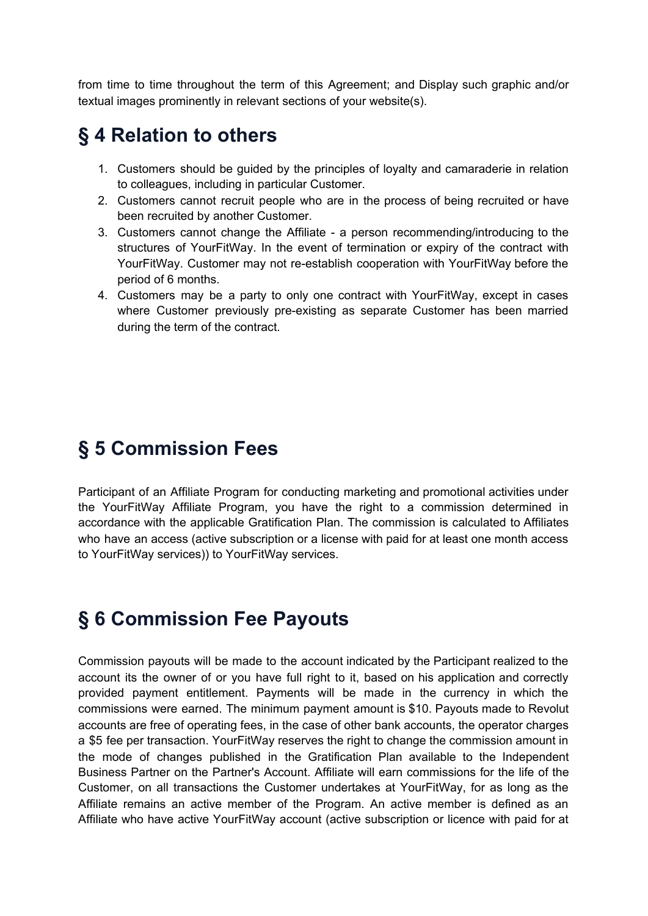from time to time throughout the term of this Agreement; and Display such graphic and/or textual images prominently in relevant sections of your website(s).

## § 4 Relation to others

1. Customers should be guided by the principles of loyalty and camaraderie in relation to colleagues, including in particular Customer.
2. Customers cannot recruit people who are in the process of being recruited or have been recruited by another Customer.
3. Customers cannot change the Affiliate - a person recommending/introducing to the structures of YourFitWay. In the event of termination or expiry of the contract with YourFitWay. Customer may not re-establish cooperation with YourFitWay before the period of 6 months.
4. Customers may be a party to only one contract with YourFitWay, except in cases where Customer previously pre-existing as separate Customer has been married during the term of the contract.

## § 5 Commission Fees

Participant of an Affiliate Program for conducting marketing and promotional activities under the YourFitWay Affiliate Program, you have the right to a commission determined in accordance with the applicable Gratification Plan. The commission is calculated to Affiliates who have an access (active subscription or a license with paid for at least one month access to YourFitWay services)) to YourFitWay services.

## § 6 Commission Fee Payouts

Commission payouts will be made to the account indicated by the Participant realized to the account its the owner of or you have full right to it, based on his application and correctly provided payment entitlement. Payments will be made in the currency in which the commissions were earned. The minimum payment amount is $10. Payouts made to Revolut accounts are free of operating fees, in the case of other bank accounts, the operator charges a $5 fee per transaction. YourFitWay reserves the right to change the commission amount in the mode of changes published in the Gratification Plan available to the Independent Business Partner on the Partner's Account. Affiliate will earn commissions for the life of the Customer, on all transactions the Customer undertakes at YourFitWay, for as long as the Affiliate remains an active member of the Program. An active member is defined as an Affiliate who have active YourFitWay account (active subscription or licence with paid for at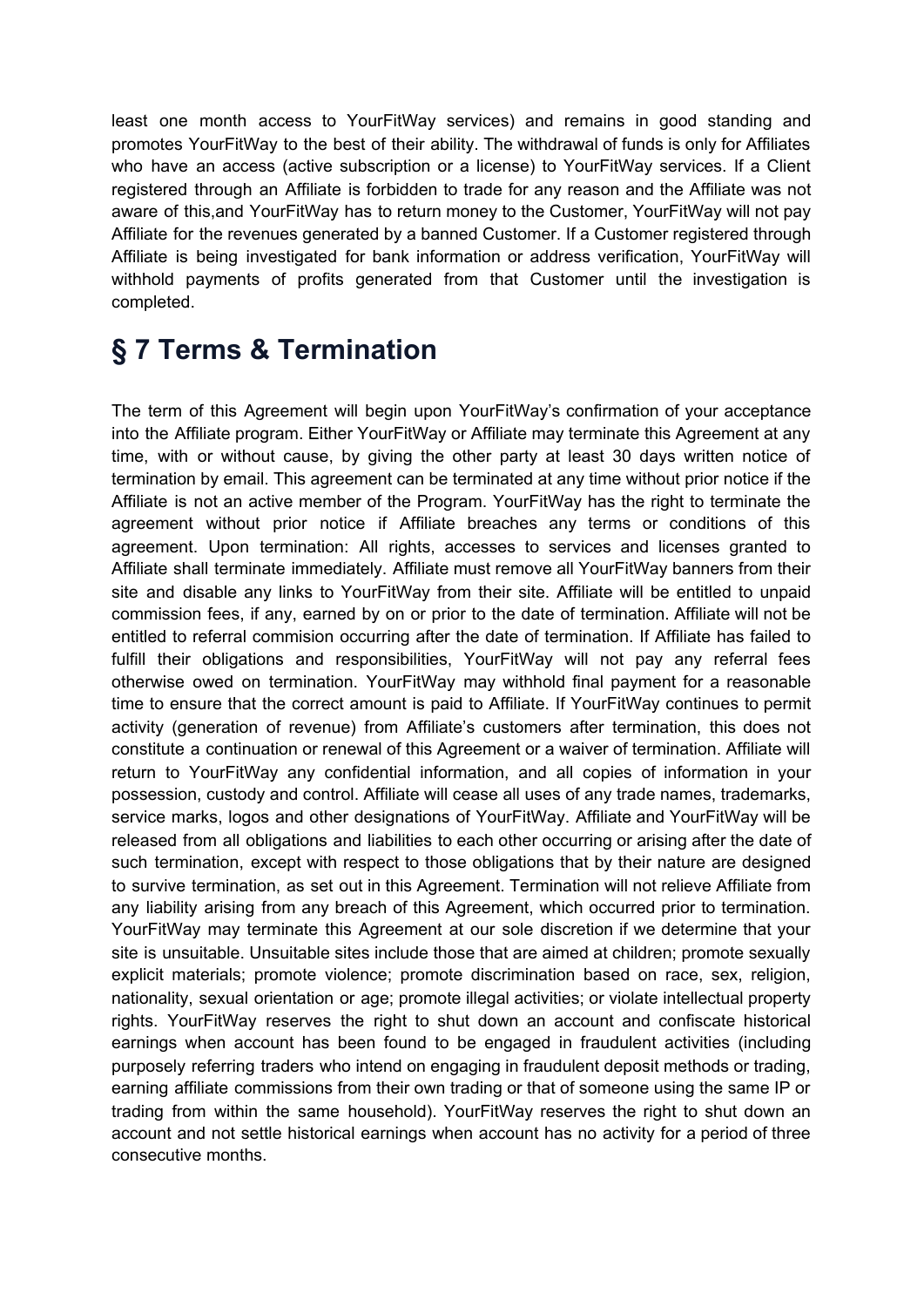least one month access to YourFitWay services) and remains in good standing and promotes YourFitWay to the best of their ability. The withdrawal of funds is only for Affiliates who have an access (active subscription or a license) to YourFitWay services. If a Client registered through an Affiliate is forbidden to trade for any reason and the Affiliate was not aware of this,and YourFitWay has to return money to the Customer, YourFitWay will not pay Affiliate for the revenues generated by a banned Customer. If a Customer registered through Affiliate is being investigated for bank information or address verification, YourFitWay will withhold payments of profits generated from that Customer until the investigation is completed.

# § 7 Terms & Termination

The term of this Agreement will begin upon YourFitWay's confirmation of your acceptance into the Affiliate program. Either YourFitWay or Affiliate may terminate this Agreement at any time, with or without cause, by giving the other party at least 30 days written notice of termination by email. This agreement can be terminated at any time without prior notice if the Affiliate is not an active member of the Program. YourFitWay has the right to terminate the agreement without prior notice if Affiliate breaches any terms or conditions of this agreement. Upon termination: All rights, accesses to services and licenses granted to Affiliate shall terminate immediately. Affiliate must remove all YourFitWay banners from their site and disable any links to YourFitWay from their site. Affiliate will be entitled to unpaid commission fees, if any, earned by on or prior to the date of termination. Affiliate will not be entitled to referral commision occurring after the date of termination. If Affiliate has failed to fulfill their obligations and responsibilities, YourFitWay will not pay any referral fees otherwise owed on termination. YourFitWay may withhold final payment for a reasonable time to ensure that the correct amount is paid to Affiliate. If YourFitWay continues to permit activity (generation of revenue) from Affiliate's customers after termination, this does not constitute a continuation or renewal of this Agreement or a waiver of termination. Affiliate will return to YourFitWay any confidential information, and all copies of information in your possession, custody and control. Affiliate will cease all uses of any trade names, trademarks, service marks, logos and other designations of YourFitWay. Affiliate and YourFitWay will be released from all obligations and liabilities to each other occurring or arising after the date of such termination, except with respect to those obligations that by their nature are designed to survive termination, as set out in this Agreement. Termination will not relieve Affiliate from any liability arising from any breach of this Agreement, which occurred prior to termination. YourFitWay may terminate this Agreement at our sole discretion if we determine that your site is unsuitable. Unsuitable sites include those that are aimed at children; promote sexually explicit materials; promote violence; promote discrimination based on race, sex, religion, nationality, sexual orientation or age; promote illegal activities; or violate intellectual property rights. YourFitWay reserves the right to shut down an account and confiscate historical earnings when account has been found to be engaged in fraudulent activities (including purposely referring traders who intend on engaging in fraudulent deposit methods or trading, earning affiliate commissions from their own trading or that of someone using the same IP or trading from within the same household). YourFitWay reserves the right to shut down an account and not settle historical earnings when account has no activity for a period of three consecutive months.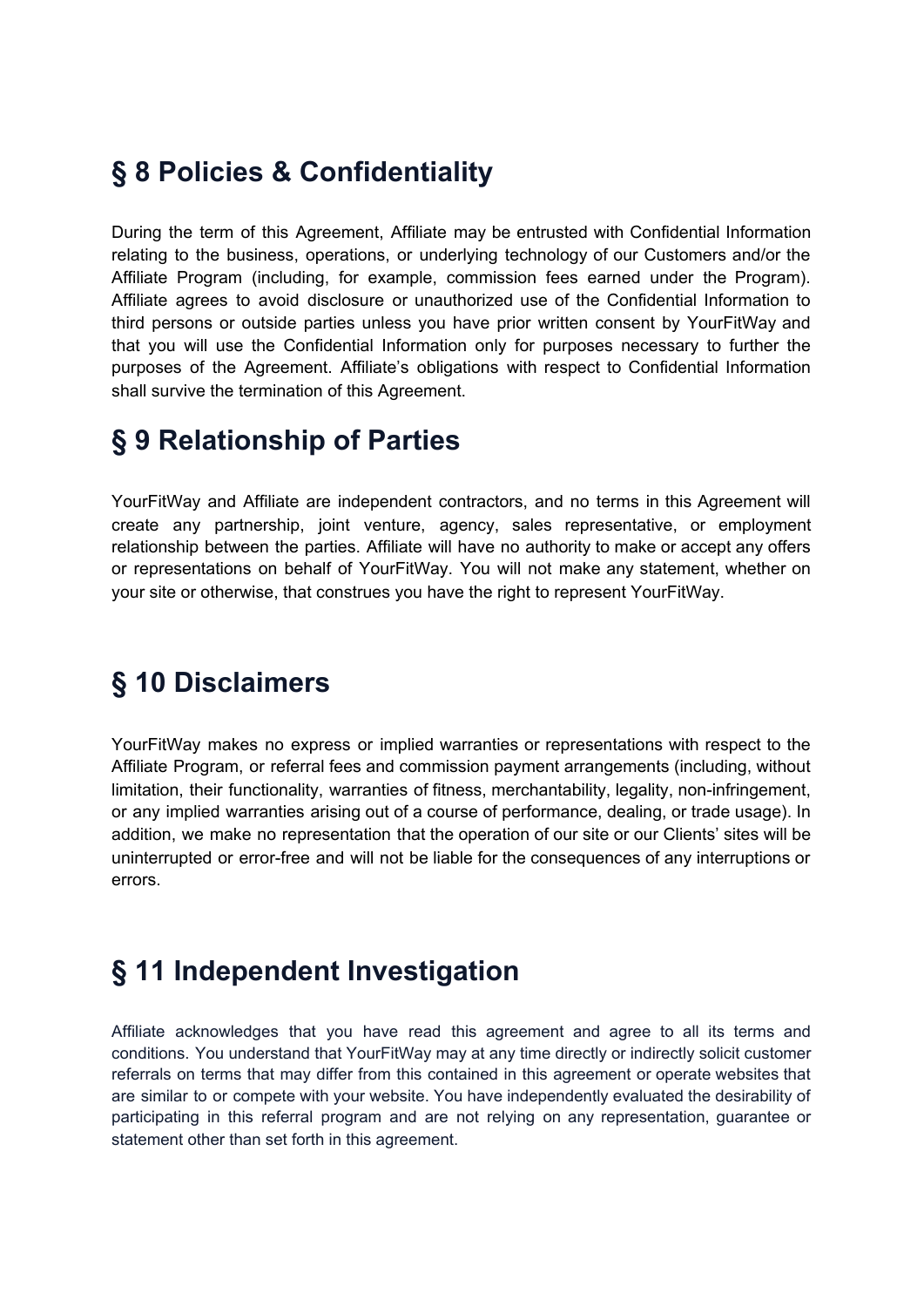## § 8 Policies & Confidentiality

During the term of this Agreement, Affiliate may be entrusted with Confidential Information relating to the business, operations, or underlying technology of our Customers and/or the Affiliate Program (including, for example, commission fees earned under the Program). Affiliate agrees to avoid disclosure or unauthorized use of the Confidential Information to third persons or outside parties unless you have prior written consent by YourFitWay and that you will use the Confidential Information only for purposes necessary to further the purposes of the Agreement. Affiliate's obligations with respect to Confidential Information shall survive the termination of this Agreement.

## § 9 Relationship of Parties

YourFitWay and Affiliate are independent contractors, and no terms in this Agreement will create any partnership, joint venture, agency, sales representative, or employment relationship between the parties. Affiliate will have no authority to make or accept any offers or representations on behalf of YourFitWay. You will not make any statement, whether on your site or otherwise, that construes you have the right to represent YourFitWay.

## § 10 Disclaimers

YourFitWay makes no express or implied warranties or representations with respect to the Affiliate Program, or referral fees and commission payment arrangements (including, without limitation, their functionality, warranties of fitness, merchantability, legality, non-infringement, or any implied warranties arising out of a course of performance, dealing, or trade usage). In addition, we make no representation that the operation of our site or our Clients' sites will be uninterrupted or error-free and will not be liable for the consequences of any interruptions or errors.

## § 11 Independent Investigation

Affiliate acknowledges that you have read this agreement and agree to all its terms and conditions. You understand that YourFitWay may at any time directly or indirectly solicit customer referrals on terms that may differ from this contained in this agreement or operate websites that are similar to or compete with your website. You have independently evaluated the desirability of participating in this referral program and are not relying on any representation, guarantee or statement other than set forth in this agreement.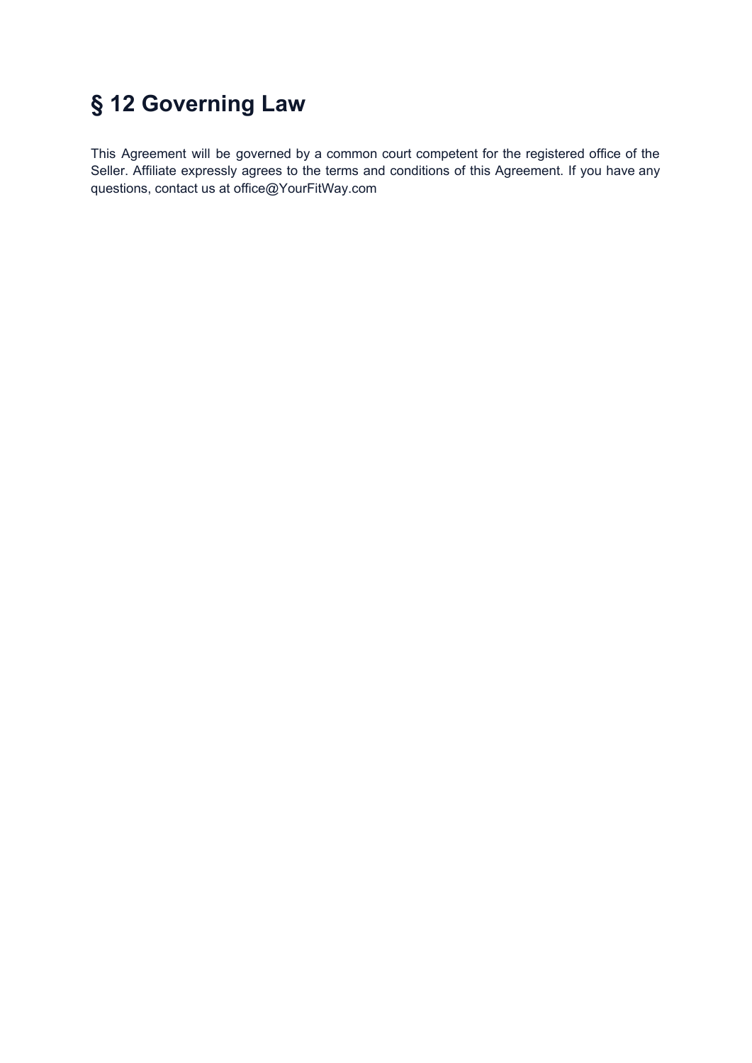# § 12 Governing Law

This Agreement will be governed by a common court competent for the registered office of the Seller. Affiliate expressly agrees to the terms and conditions of this Agreement. If you have any questions, contact us at office@YourFitWay.com